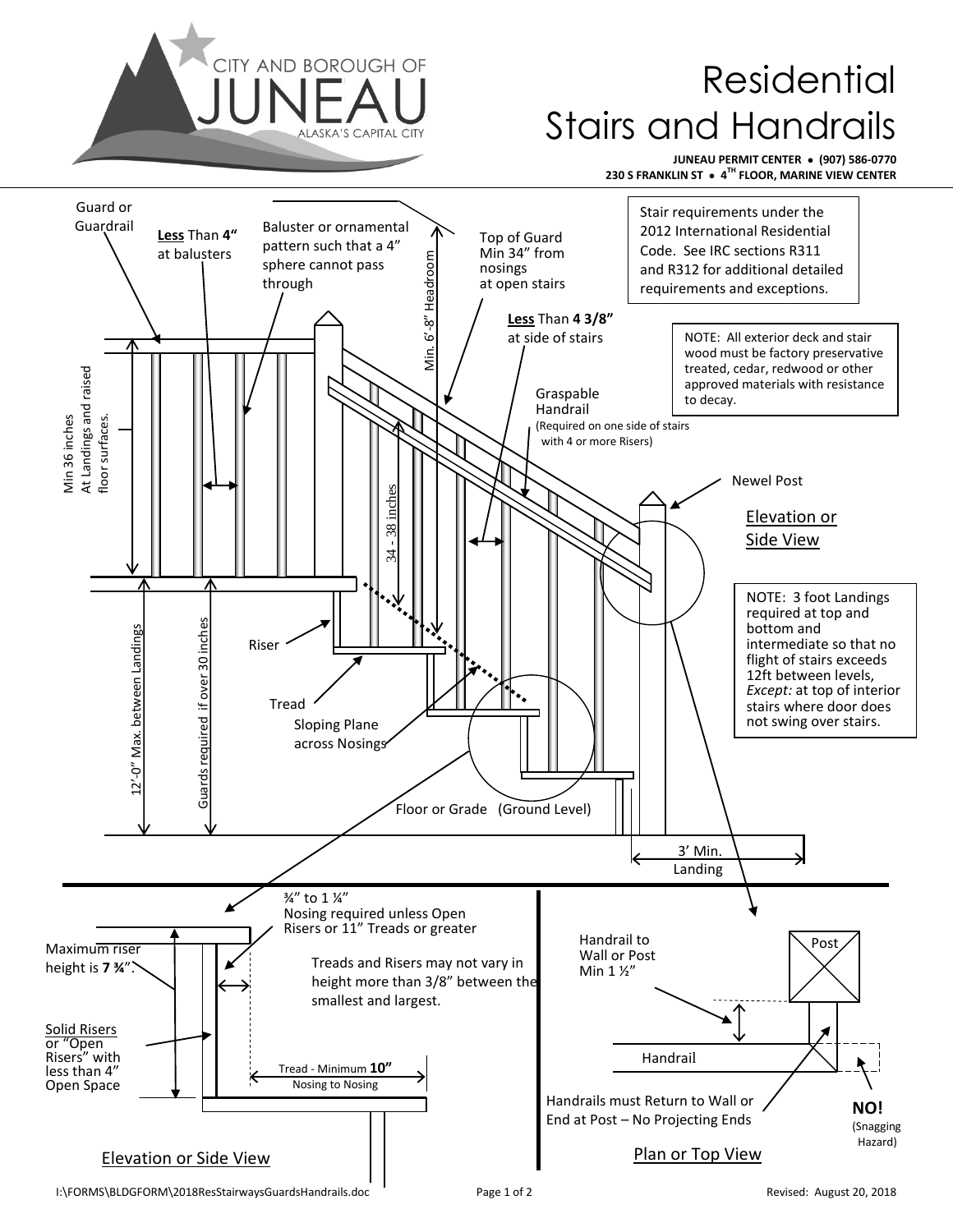# Residential Stairs and Handrails

**JUNEAU PERMIT CENTER • (907) 586-0770**
**230 S FRANKLIN ST • 4TH FLOOR, MARINE VIEW CENTER**

Stair requirements under the 2012 International Residential Code. See IRC sections R311 and R312 for additional detailed requirements and exceptions.

NOTE: All exterior deck and stair wood must be factory preservative treated, cedar, redwood or other approved materials with resistance to decay.

NOTE: 3 foot Landings required at top and bottom and intermediate so that no flight of stairs exceeds 12ft between levels, *Except:* at top of interior stairs where door does not swing over stairs.

## Elevation or Side View

- Guard or Guardrail
- **Less** Than **4"** at balusters
- Baluster or ornamental pattern such that a 4" sphere cannot pass through
- Min. 6'-8" Headroom
- Top of Guard Min 34" from nosings at open stairs
- **Less** Than **4 3/8"** at side of stairs
- Graspable Handrail (Required on one side of stairs with 4 or more Risers)
- Newel Post
- Min 36 inches At Landings and raised floor surfaces.
- 34 - 38 inches
- 12'-0" Max. between Landings
- Guards required if over 30 inches
- Riser
- Tread
- Sloping Plane across Nosings
- Floor or Grade (Ground Level)
- 3' Min. Landing

## Elevation or Side View

- ¾" to 1 ¼" Nosing required unless Open Risers or 11" Treads or greater
- Maximum riser height is **7 ¾**".
- Treads and Risers may not vary in height more than 3/8" between the smallest and largest.
- Solid Risers or "Open Risers" with less than 4" Open Space
- Tread - Minimum **10"** Nosing to Nosing

## Plan or Top View

- Handrail to Wall or Post Min 1 ½"
- Post
- Handrail
- Handrails must Return to Wall or End at Post – No Projecting Ends
- **NO!** (Snagging Hazard)

I:\FORMS\BLDGFORM\2018ResStairwaysGuardsHandrails.doc

Revised: August 20, 2018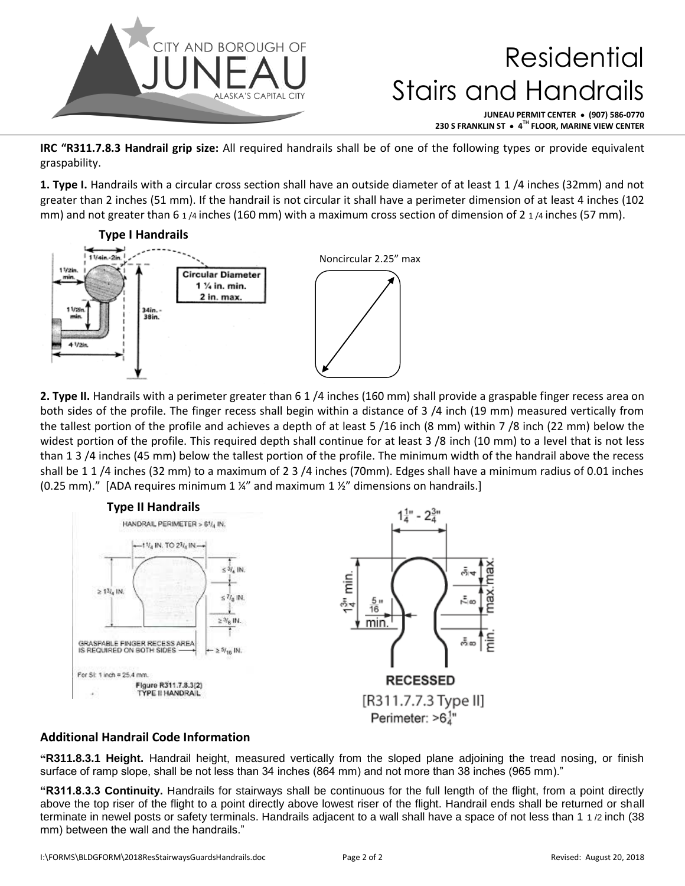# Residential Stairs and Handrails

**JUNEAU PERMIT CENTER • (907) 586-0770**
**230 S FRANKLIN ST • 4TH FLOOR, MARINE VIEW CENTER**

**IRC "R311.7.8.3 Handrail grip size:** All required handrails shall be of one of the following types or provide equivalent graspability.

**1. Type I.** Handrails with a circular cross section shall have an outside diameter of at least 1 1 /4 inches (32mm) and not greater than 2 inches (51 mm). If the handrail is not circular it shall have a perimeter dimension of at least 4 inches (102 mm) and not greater than 6 1 /4 inches (160 mm) with a maximum cross section of dimension of 2 1 /4 inches (57 mm).

**Type I Handrails**

1 1/4in.-2in.
1 1/2in. min.
1 1/2in. min.
34in. - 38in.
4 1/2in.
Circular Diameter 1 ¼ in. min. 2 in. max.

Noncircular 2.25" max

**2. Type II.** Handrails with a perimeter greater than 6 1 /4 inches (160 mm) shall provide a graspable finger recess area on both sides of the profile. The finger recess shall begin within a distance of 3 /4 inch (19 mm) measured vertically from the tallest portion of the profile and achieves a depth of at least 5 /16 inch (8 mm) within 7 /8 inch (22 mm) below the widest portion of the profile. This required depth shall continue for at least 3 /8 inch (10 mm) to a level that is not less than 1 3 /4 inches (45 mm) below the tallest portion of the profile. The minimum width of the handrail above the recess shall be 1 1 /4 inches (32 mm) to a maximum of 2 3 /4 inches (70mm). Edges shall have a minimum radius of 0.01 inches (0.25 mm)." [ADA requires minimum 1 ¼" and maximum 1 ½" dimensions on handrails.]

**Type II Handrails**

HANDRAIL PERIMETER > 6 1/4 IN.
1 1/4 IN. TO 2 3/4 IN.
≥ 1 3/4 IN.
≤ 3/4 IN.
≤ 7/8 IN.
≥ 3/8 IN.
GRASPABLE FINGER RECESS AREA IS REQUIRED ON BOTH SIDES
≥ 5/16 IN.
For SI: 1 inch = 25.4 mm.
Figure R311.7.8.3(2) TYPE II HANDRAIL

1 1/4" - 2 3/4"
1 3/4" min.
5/16" min.
3/4" max.
7/8" max.
3/8" min.
RECESSED
[R311.7.7.3 Type II]
Perimeter: >6 1/4"

## Additional Handrail Code Information

**"R311.8.3.1 Height.** Handrail height, measured vertically from the sloped plane adjoining the tread nosing, or finish surface of ramp slope, shall be not less than 34 inches (864 mm) and not more than 38 inches (965 mm)."

**"R311.8.3.3 Continuity.** Handrails for stairways shall be continuous for the full length of the flight, from a point directly above the top riser of the flight to a point directly above lowest riser of the flight. Handrail ends shall be returned or shall terminate in newel posts or safety terminals. Handrails adjacent to a wall shall have a space of not less than 1 1 /2 inch (38 mm) between the wall and the handrails."

I:\FORMS\BLDGFORM\2018ResStairwaysGuardsHandrails.doc Revised: August 20, 2018